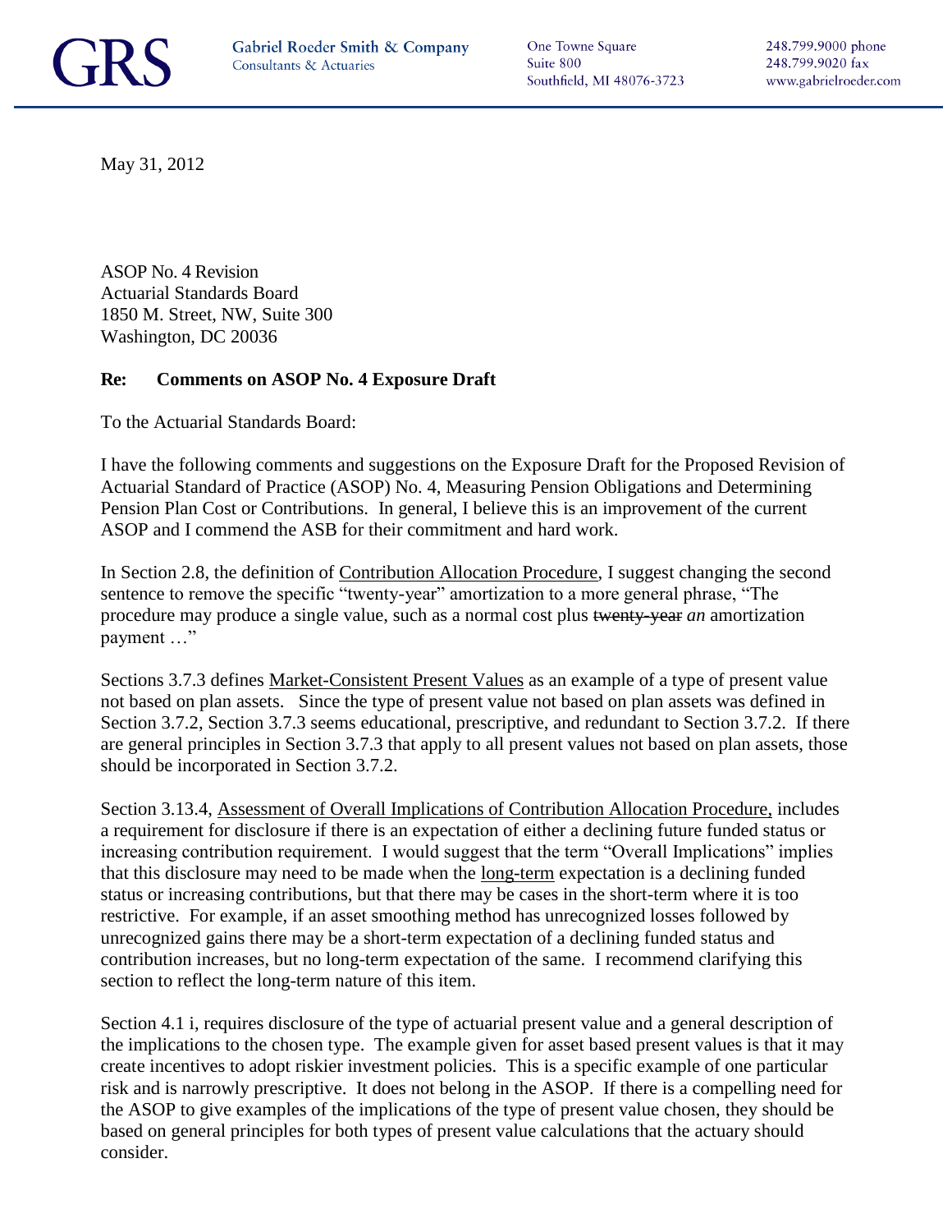GRS Gabriel Roeder Smith & Company
Consultants & Actuaries

One Towne Square
Suite 800
Southfield, MI 48076-3723

248.799.9000 phone
248.799.9020 fax
www.gabrielroeder.com

May 31, 2012

ASOP No. 4 Revision
Actuarial Standards Board
1850 M. Street, NW, Suite 300
Washington, DC 20036

**Re: Comments on ASOP No. 4 Exposure Draft**

To the Actuarial Standards Board:

I have the following comments and suggestions on the Exposure Draft for the Proposed Revision of Actuarial Standard of Practice (ASOP) No. 4, Measuring Pension Obligations and Determining Pension Plan Cost or Contributions. In general, I believe this is an improvement of the current ASOP and I commend the ASB for their commitment and hard work.

In Section 2.8, the definition of <u>Contribution Allocation Procedure</u>, I suggest changing the second sentence to remove the specific "twenty-year" amortization to a more general phrase, "The procedure may produce a single value, such as a normal cost plus ~~twenty-year~~ *an* amortization payment …"

Sections 3.7.3 defines <u>Market-Consistent Present Values</u> as an example of a type of present value not based on plan assets. Since the type of present value not based on plan assets was defined in Section 3.7.2, Section 3.7.3 seems educational, prescriptive, and redundant to Section 3.7.2. If there are general principles in Section 3.7.3 that apply to all present values not based on plan assets, those should be incorporated in Section 3.7.2.

Section 3.13.4, <u>Assessment of Overall Implications of Contribution Allocation Procedure,</u> includes a requirement for disclosure if there is an expectation of either a declining future funded status or increasing contribution requirement. I would suggest that the term "Overall Implications" implies that this disclosure may need to be made when the <u>long-term</u> expectation is a declining funded status or increasing contributions, but that there may be cases in the short-term where it is too restrictive. For example, if an asset smoothing method has unrecognized losses followed by unrecognized gains there may be a short-term expectation of a declining funded status and contribution increases, but no long-term expectation of the same. I recommend clarifying this section to reflect the long-term nature of this item.

Section 4.1 i, requires disclosure of the type of actuarial present value and a general description of the implications to the chosen type. The example given for asset based present values is that it may create incentives to adopt riskier investment policies. This is a specific example of one particular risk and is narrowly prescriptive. It does not belong in the ASOP. If there is a compelling need for the ASOP to give examples of the implications of the type of present value chosen, they should be based on general principles for both types of present value calculations that the actuary should consider.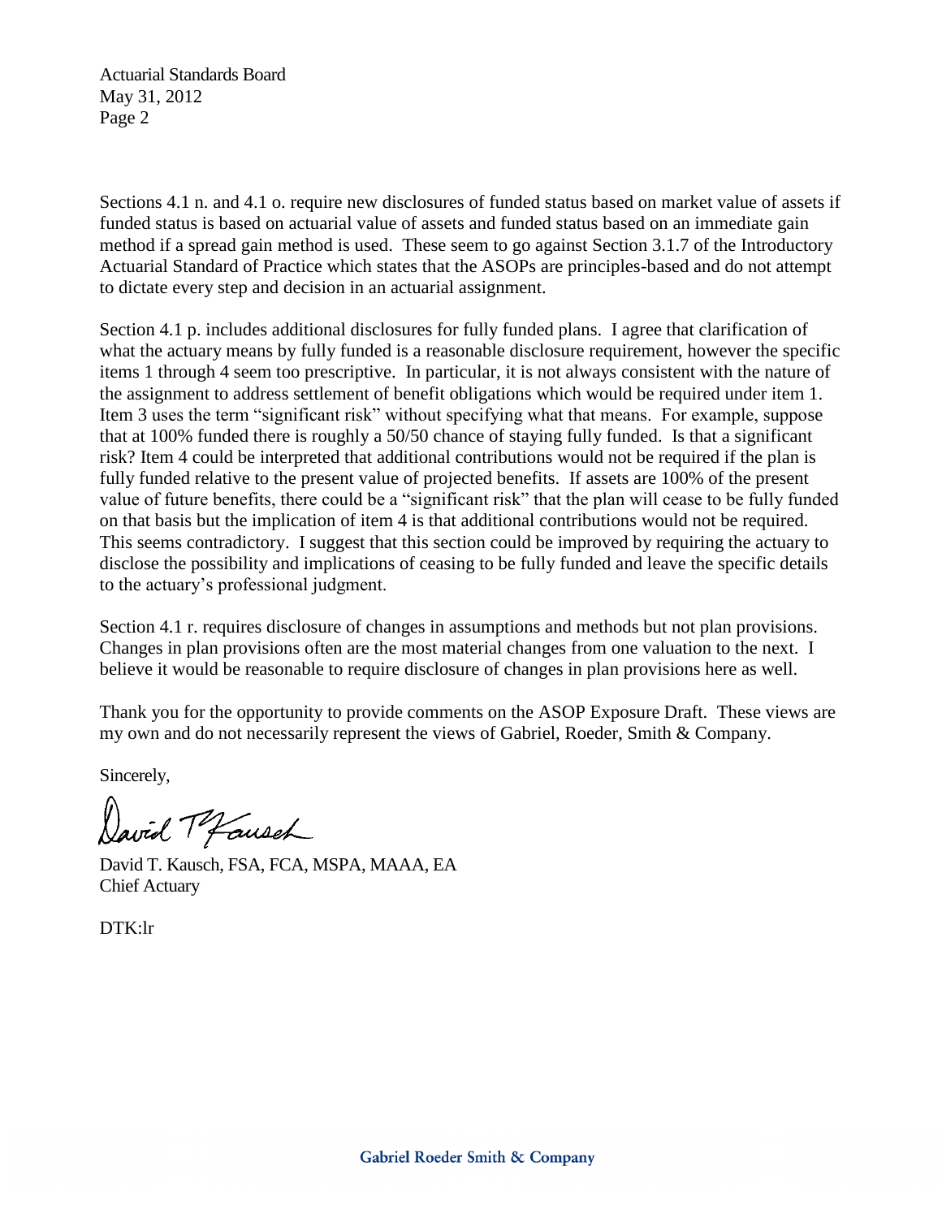Sections 4.1 n. and 4.1 o. require new disclosures of funded status based on market value of assets if funded status is based on actuarial value of assets and funded status based on an immediate gain method if a spread gain method is used. These seem to go against Section 3.1.7 of the Introductory Actuarial Standard of Practice which states that the ASOPs are principles-based and do not attempt to dictate every step and decision in an actuarial assignment.

Section 4.1 p. includes additional disclosures for fully funded plans. I agree that clarification of what the actuary means by fully funded is a reasonable disclosure requirement, however the specific items 1 through 4 seem too prescriptive. In particular, it is not always consistent with the nature of the assignment to address settlement of benefit obligations which would be required under item 1. Item 3 uses the term "significant risk" without specifying what that means. For example, suppose that at 100% funded there is roughly a 50/50 chance of staying fully funded. Is that a significant risk? Item 4 could be interpreted that additional contributions would not be required if the plan is fully funded relative to the present value of projected benefits. If assets are 100% of the present value of future benefits, there could be a "significant risk" that the plan will cease to be fully funded on that basis but the implication of item 4 is that additional contributions would not be required. This seems contradictory. I suggest that this section could be improved by requiring the actuary to disclose the possibility and implications of ceasing to be fully funded and leave the specific details to the actuary's professional judgment.

Section 4.1 r. requires disclosure of changes in assumptions and methods but not plan provisions. Changes in plan provisions often are the most material changes from one valuation to the next. I believe it would be reasonable to require disclosure of changes in plan provisions here as well.

Thank you for the opportunity to provide comments on the ASOP Exposure Draft. These views are my own and do not necessarily represent the views of Gabriel, Roeder, Smith & Company.

Sincerely,

David T. Kausch

David T. Kausch, FSA, FCA, MSPA, MAAA, EA
Chief Actuary

DTK:lr